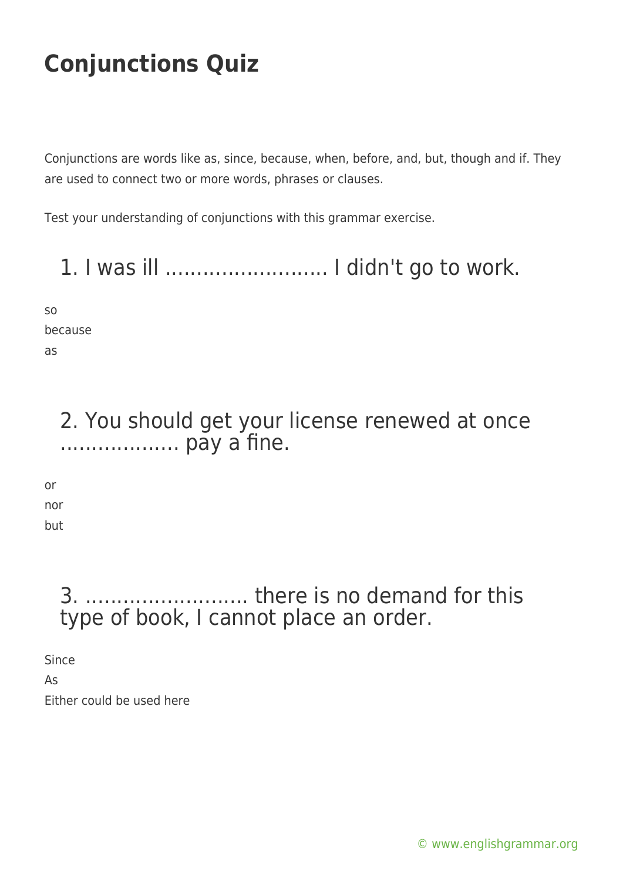# Conjunctions Quiz

Conjunctions are words like as, since, because, when, before, and, but, though and if. They are used to connect two or more words, phrases or clauses.

Test your understanding of conjunctions with this grammar exercise.

## 1. I was ill .......................... I didn't go to work.

so
because
as

## 2. You should get your license renewed at once ................... pay a fine.

or
nor
but

## 3. .......................... there is no demand for this type of book, I cannot place an order.

Since
As
Either could be used here

© www.englishgrammar.org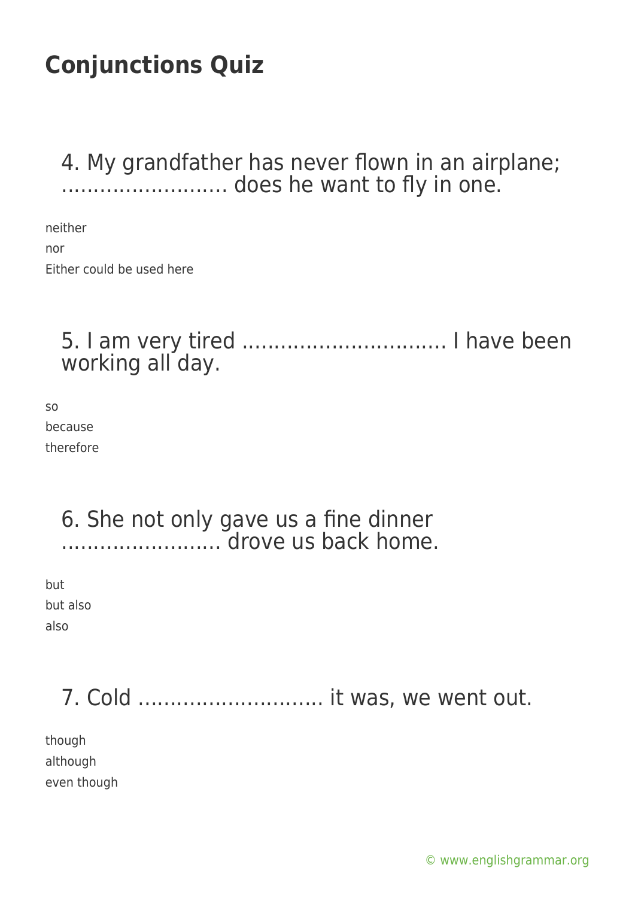# Conjunctions Quiz

4. My grandfather has never flown in an airplane; …………………….. does he want to fly in one.

neither
nor
Either could be used here

5. I am very tired ………………………….. I have been working all day.

so
because
therefore

6. She not only gave us a fine dinner ……………………. drove us back home.

but
but also
also

7. Cold ……………………….. it was, we went out.

though
although
even though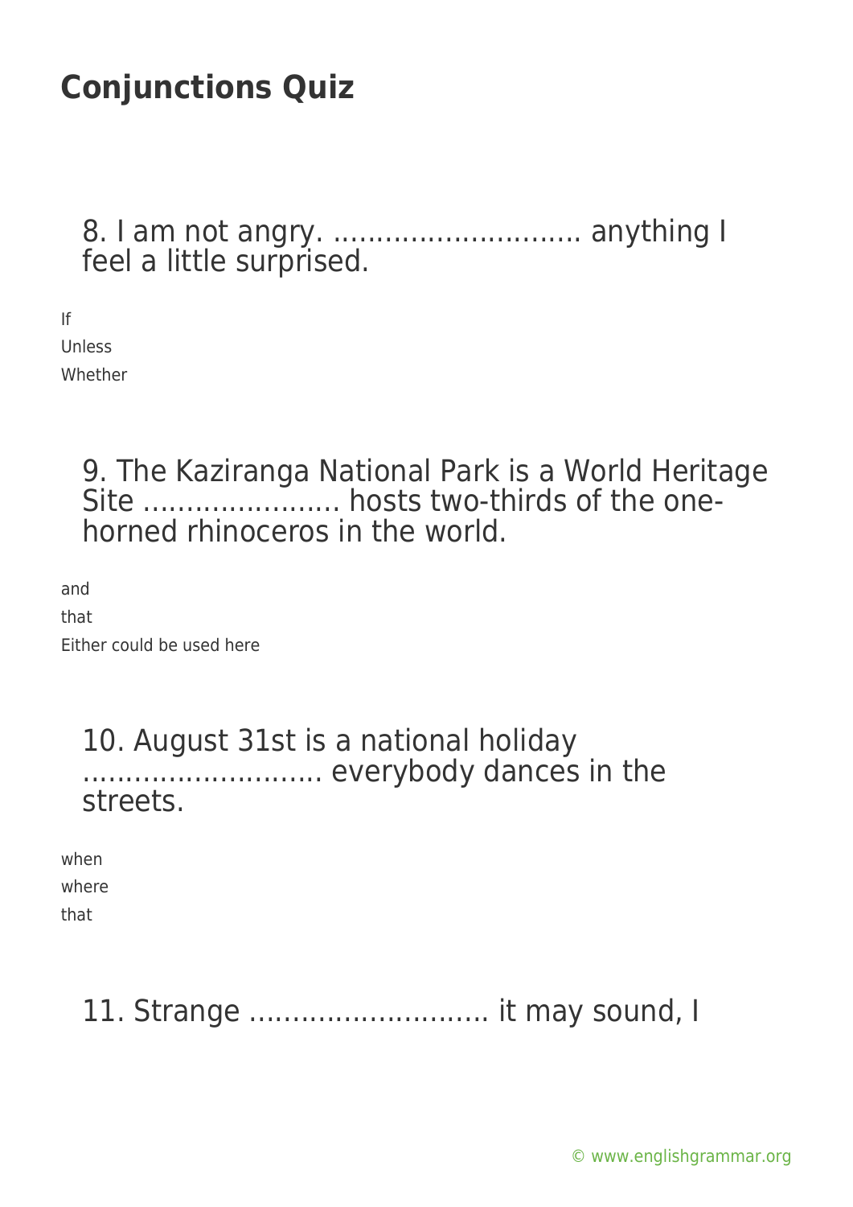# Conjunctions Quiz

8. I am not angry. ............................ anything I feel a little surprised.

If
Unless
Whether

9. The Kaziranga National Park is a World Heritage Site ...................... hosts two-thirds of the one-horned rhinoceros in the world.

and
that
Either could be used here

10. August 31st is a national holiday ........................... everybody dances in the streets.

when
where
that

11. Strange ........................... it may sound, I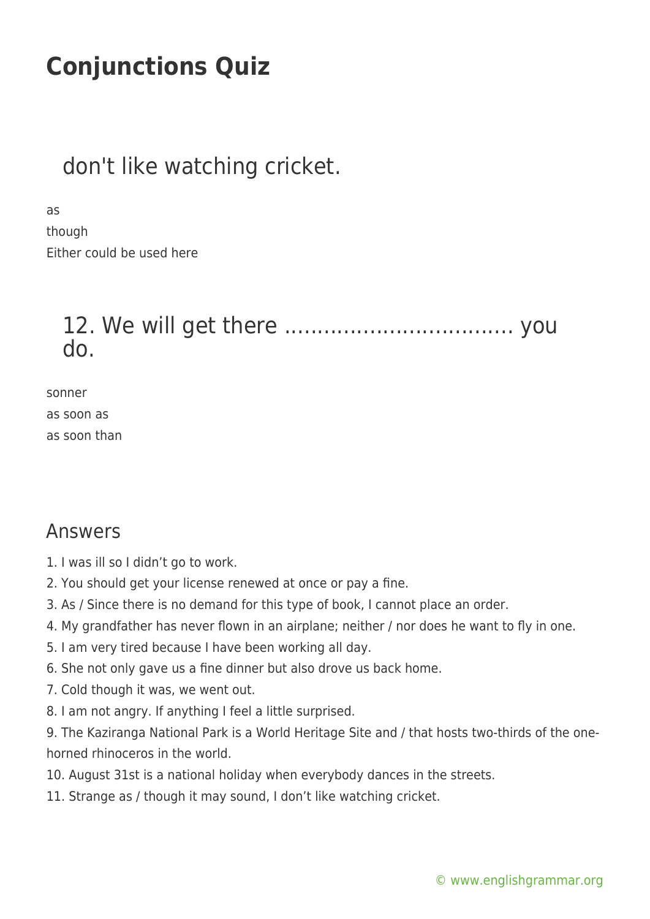# Conjunctions Quiz

## don't like watching cricket.

as
though
Either could be used here

## 12. We will get there ……………………………… you do.

sonner
as soon as
as soon than

## Answers

1. I was ill so I didn't go to work.
2. You should get your license renewed at once or pay a fine.
3. As / Since there is no demand for this type of book, I cannot place an order.
4. My grandfather has never flown in an airplane; neither / nor does he want to fly in one.
5. I am very tired because I have been working all day.
6. She not only gave us a fine dinner but also drove us back home.
7. Cold though it was, we went out.
8. I am not angry. If anything I feel a little surprised.
9. The Kaziranga National Park is a World Heritage Site and / that hosts two-thirds of the one-horned rhinoceros in the world.
10. August 31st is a national holiday when everybody dances in the streets.
11. Strange as / though it may sound, I don't like watching cricket.

© www.englishgrammar.org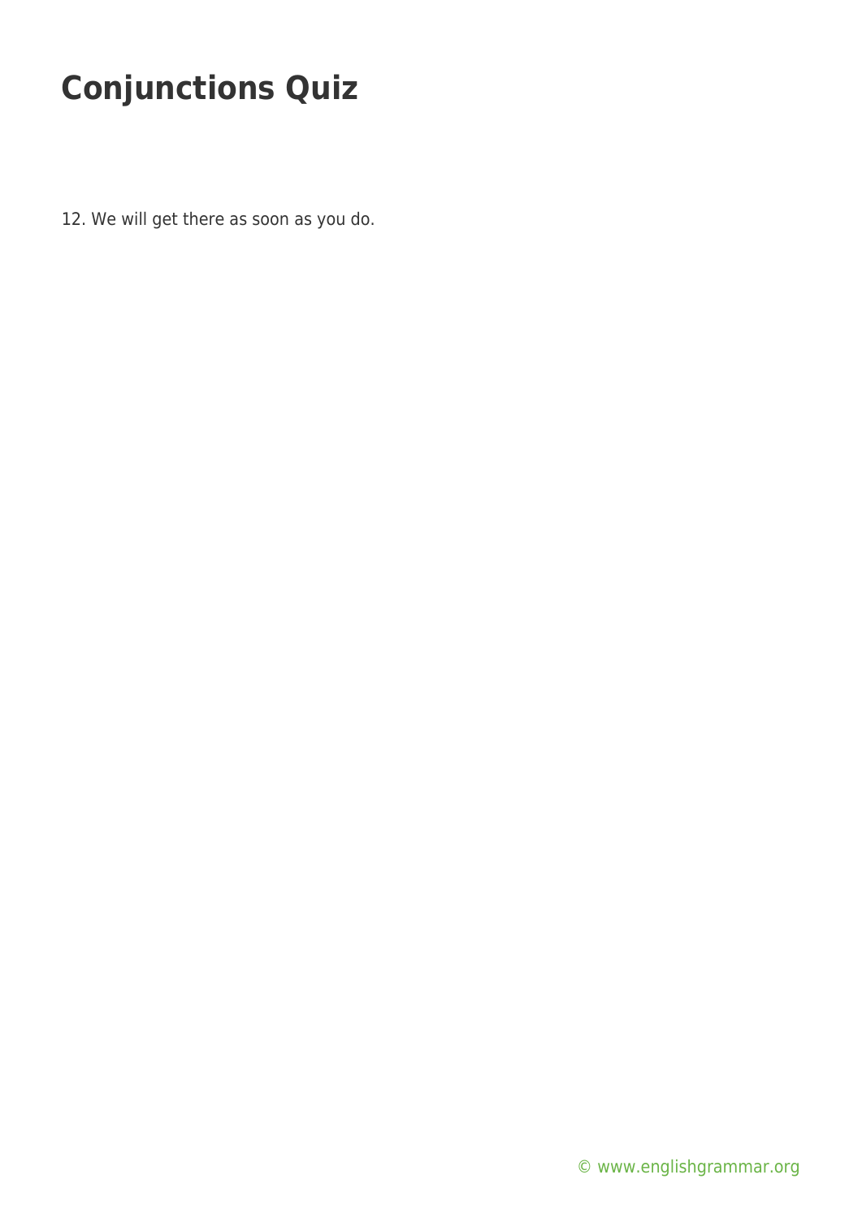# Conjunctions Quiz

12. We will get there as soon as you do.